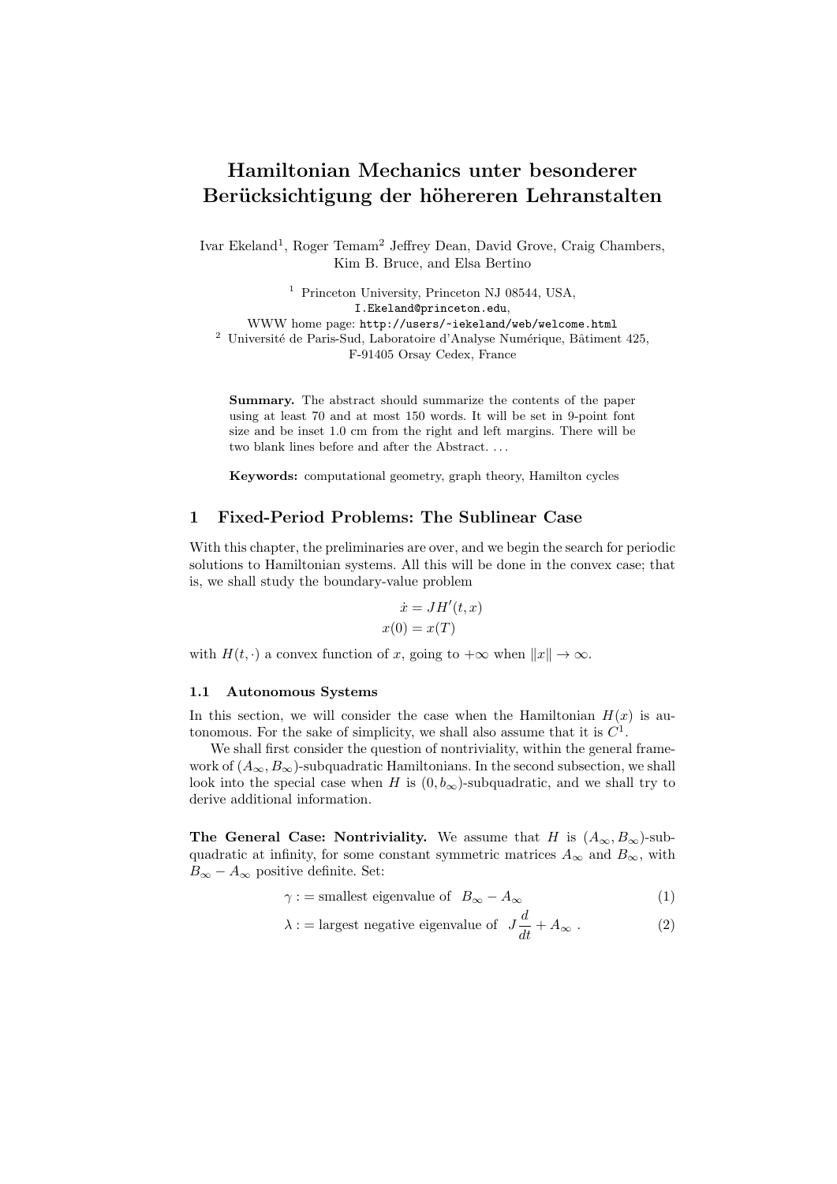# Hamiltonian Mechanics unter besonderer Berücksichtigung der höhereren Lehranstalten

Ivar Ekeland[1], Roger Temam[2] Jeffrey Dean, David Grove, Craig Chambers, Kim B. Bruce, and Elsa Bertino

[1] Princeton University, Princeton NJ 08544, USA, `I.Ekeland@princeton.edu`, WWW home page: `http://users/~iekeland/web/welcome.html`
[2] Université de Paris-Sud, Laboratoire d'Analyse Numérique, Bâtiment 425, F-91405 Orsay Cedex, France

**Summary.** The abstract should summarize the contents of the paper using at least 70 and at most 150 words. It will be set in 9-point font size and be inset 1.0 cm from the right and left margins. There will be two blank lines before and after the Abstract. ...

**Keywords:** computational geometry, graph theory, Hamilton cycles

## 1 Fixed-Period Problems: The Sublinear Case

With this chapter, the preliminaries are over, and we begin the search for periodic solutions to Hamiltonian systems. All this will be done in the convex case; that is, we shall study the boundary-value problem

$$
\begin{aligned}
\dot{x} &= JH'(t,x) \\
x(0) &= x(T)
\end{aligned}
$$

with $H(t,\cdot)$ a convex function of $x$, going to $+\infty$ when $\|x\| \to \infty$.

### 1.1 Autonomous Systems

In this section, we will consider the case when the Hamiltonian $H(x)$ is autonomous. For the sake of simplicity, we shall also assume that it is $C^1$.

We shall first consider the question of nontriviality, within the general framework of $(A_\infty, B_\infty)$-subquadratic Hamiltonians. In the second subsection, we shall look into the special case when $H$ is $(0, b_\infty)$-subquadratic, and we shall try to derive additional information.

**The General Case: Nontriviality.** We assume that $H$ is $(A_\infty, B_\infty)$-subquadratic at infinity, for some constant symmetric matrices $A_\infty$ and $B_\infty$, with $B_\infty - A_\infty$ positive definite. Set:

$$
\gamma := \text{smallest eigenvalue of} \quad B_\infty - A_\infty \tag{1}
$$

$$
\lambda := \text{largest negative eigenvalue of} \quad J\frac{d}{dt} + A_\infty \; . \tag{2}
$$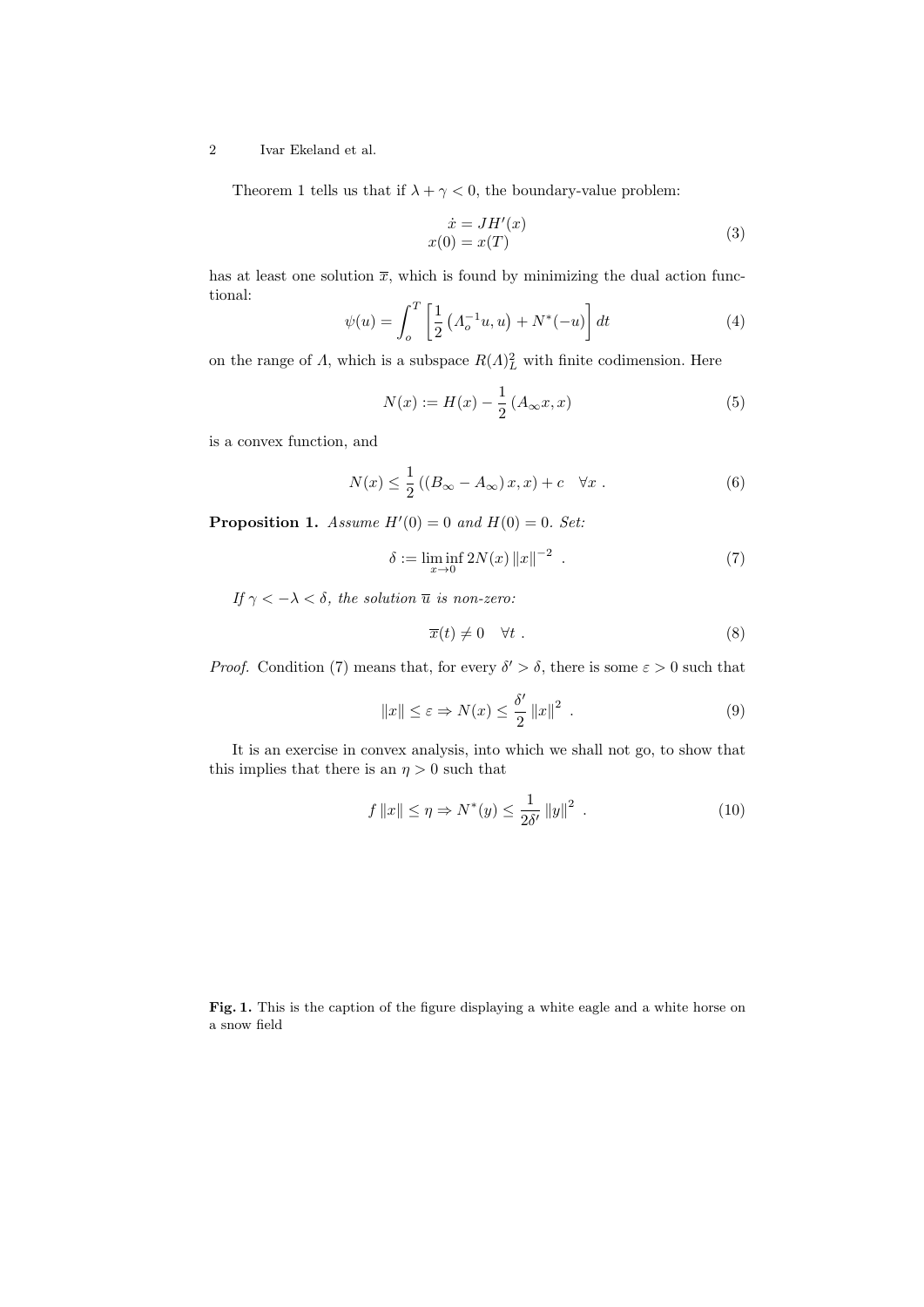Theorem 1 tells us that if $\lambda + \gamma < 0$, the boundary-value problem:

$$
\begin{aligned}
\dot{x} &= JH'(x) \\
x(0) &= x(T)
\end{aligned}
\tag{3}
$$

has at least one solution $\overline{x}$, which is found by minimizing the dual action functional:

$$
\psi(u) = \int_o^T \left[ \frac{1}{2} \left( \Lambda_o^{-1} u, u \right) + N^*(-u) \right] dt
\tag{4}
$$

on the range of $\Lambda$, which is a subspace $R(\Lambda)_L^2$ with finite codimension. Here

$$
N(x) := H(x) - \frac{1}{2} \left( A_\infty x, x \right)
\tag{5}
$$

is a convex function, and

$$
N(x) \leq \frac{1}{2} \left( \left( B_\infty - A_\infty \right) x, x \right) + c \quad \forall x \ .
\tag{6}
$$

**Proposition 1.** *Assume $H'(0) = 0$ and $H(0) = 0$. Set:*

$$
\delta := \liminf_{x \to 0} 2N(x) \left\| x \right\|^{-2} \ .
\tag{7}
$$

*If $\gamma < -\lambda < \delta$, the solution $\overline{u}$ is non-zero:*

$$
\overline{x}(t) \neq 0 \quad \forall t \ .
\tag{8}
$$

*Proof.* Condition (7) means that, for every $\delta' > \delta$, there is some $\varepsilon > 0$ such that

$$
\left\| x \right\| \leq \varepsilon \Rightarrow N(x) \leq \frac{\delta'}{2} \left\| x \right\|^2 \ .
\tag{9}
$$

It is an exercise in convex analysis, into which we shall not go, to show that this implies that there is an $\eta > 0$ such that

$$
f \left\| x \right\| \leq \eta \Rightarrow N^*(y) \leq \frac{1}{2\delta'} \left\| y \right\|^2 \ .
\tag{10}
$$

**Fig. 1.** This is the caption of the figure displaying a white eagle and a white horse on a snow field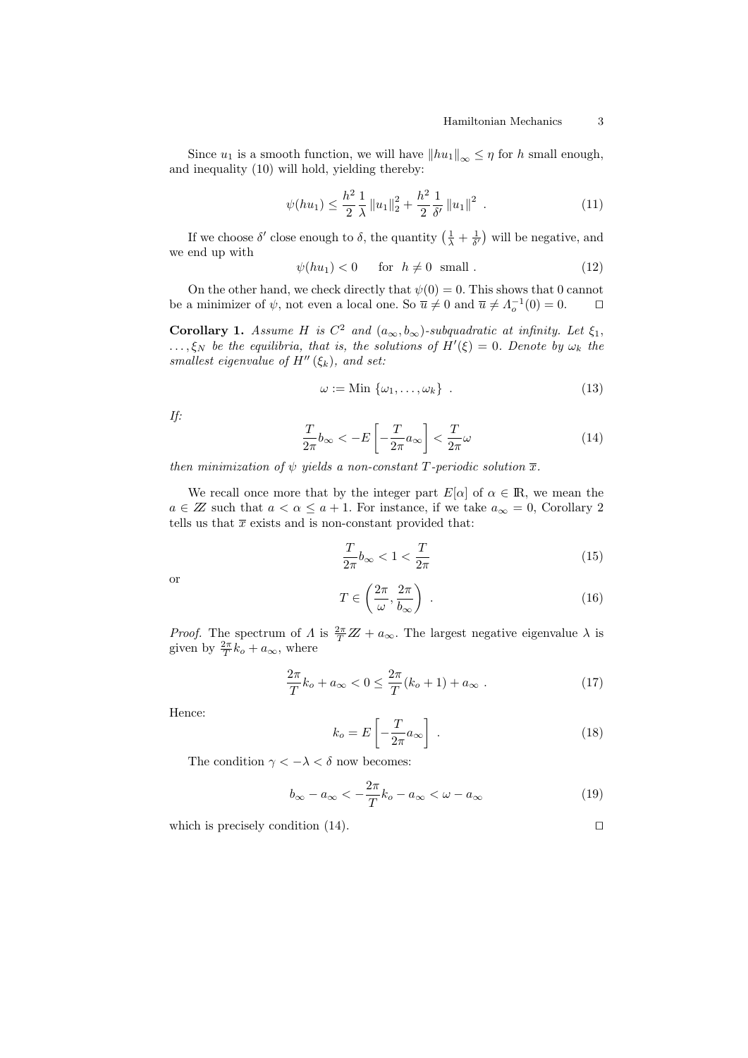Since $u_1$ is a smooth function, we will have $\|hu_1\|_\infty \le \eta$ for $h$ small enough, and inequality (10) will hold, yielding thereby:

$$\psi(hu_1) \le \frac{h^2}{2}\frac{1}{\lambda}\|u_1\|_2^2 + \frac{h^2}{2}\frac{1}{\delta'}\|u_1\|^2 \ . \tag{11}$$

If we choose $\delta'$ close enough to $\delta$, the quantity $\left(\frac{1}{\lambda}+\frac{1}{\delta'}\right)$ will be negative, and we end up with

$$\psi(hu_1) < 0 \qquad \text{for} \ \ h \ne 0 \ \ \text{small} \ . \tag{12}$$

On the other hand, we check directly that $\psi(0) = 0$. This shows that 0 cannot be a minimizer of $\psi$, not even a local one. So $\overline{u} \ne 0$ and $\overline{u} \ne \Lambda_o^{-1}(0) = 0$. □

**Corollary 1.** *Assume $H$ is $C^2$ and $(a_\infty, b_\infty)$-subquadratic at infinity. Let $\xi_1, \ldots, \xi_N$ be the equilibria, that is, the solutions of $H'(\xi) = 0$. Denote by $\omega_k$ the smallest eigenvalue of $H''(\xi_k)$, and set:*

$$\omega := \mathrm{Min}\,\{\omega_1, \ldots, \omega_k\} \ . \tag{13}$$

*If:*

$$\frac{T}{2\pi}b_\infty < -E\left[-\frac{T}{2\pi}a_\infty\right] < \frac{T}{2\pi}\omega \tag{14}$$

*then minimization of $\psi$ yields a non-constant $T$-periodic solution $\overline{x}$.*

We recall once more that by the integer part $E[\alpha]$ of $\alpha \in \mathbb{R}$, we mean the $a \in \mathbb{Z}$ such that $a < \alpha \le a+1$. For instance, if we take $a_\infty = 0$, Corollary 2 tells us that $\overline{x}$ exists and is non-constant provided that:

$$\frac{T}{2\pi}b_\infty < 1 < \frac{T}{2\pi} \tag{15}$$

or

$$T \in \left(\frac{2\pi}{\omega}, \frac{2\pi}{b_\infty}\right) \ . \tag{16}$$

*Proof.* The spectrum of $\Lambda$ is $\frac{2\pi}{T}\mathbb{Z} + a_\infty$. The largest negative eigenvalue $\lambda$ is given by $\frac{2\pi}{T}k_o + a_\infty$, where

$$\frac{2\pi}{T}k_o + a_\infty < 0 \le \frac{2\pi}{T}(k_o+1) + a_\infty \ . \tag{17}$$

Hence:

$$k_o = E\left[-\frac{T}{2\pi}a_\infty\right] \ . \tag{18}$$

The condition $\gamma < -\lambda < \delta$ now becomes:

$$b_\infty - a_\infty < -\frac{2\pi}{T}k_o - a_\infty < \omega - a_\infty \tag{19}$$

which is precisely condition (14). □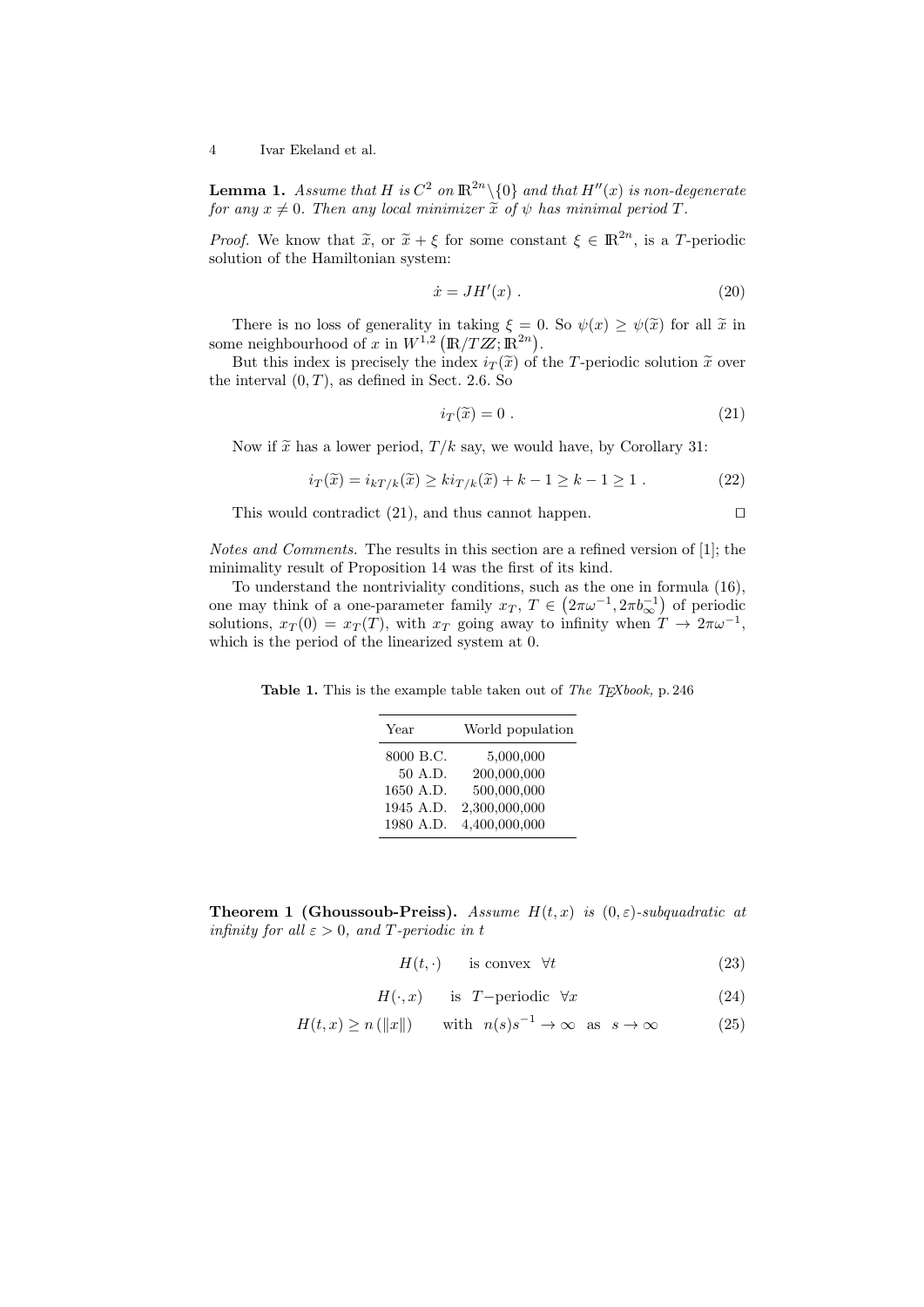**Lemma 1.** *Assume that $H$ is $C^2$ on $\mathbb{R}^{2n}\backslash\{0\}$ and that $H''(x)$ is non-degenerate for any $x \neq 0$. Then any local minimizer $\widetilde{x}$ of $\psi$ has minimal period $T$.*

*Proof.* We know that $\widetilde{x}$, or $\widetilde{x} + \xi$ for some constant $\xi \in \mathbb{R}^{2n}$, is a $T$-periodic solution of the Hamiltonian system:

$$\dot{x} = JH'(x) \ . \tag{20}$$

There is no loss of generality in taking $\xi = 0$. So $\psi(x) \geq \psi(\widetilde{x})$ for all $\widetilde{x}$ in some neighbourhood of $x$ in $W^{1,2}\left(\mathbb{R}/T\mathbb{Z};\mathbb{R}^{2n}\right)$.

But this index is precisely the index $i_T(\widetilde{x})$ of the $T$-periodic solution $\widetilde{x}$ over the interval $(0,T)$, as defined in Sect. 2.6. So

$$i_T(\widetilde{x}) = 0 \ . \tag{21}$$

Now if $\widetilde{x}$ has a lower period, $T/k$ say, we would have, by Corollary 31:

$$i_T(\widetilde{x}) = i_{kT/k}(\widetilde{x}) \geq k i_{T/k}(\widetilde{x}) + k - 1 \geq k - 1 \geq 1 \ . \tag{22}$$

This would contradict (21), and thus cannot happen. $\square$

*Notes and Comments.* The results in this section are a refined version of [1]; the minimality result of Proposition 14 was the first of its kind.

To understand the nontriviality conditions, such as the one in formula (16), one may think of a one-parameter family $x_T$, $T \in \left(2\pi\omega^{-1}, 2\pi b_\infty^{-1}\right)$ of periodic solutions, $x_T(0) = x_T(T)$, with $x_T$ going away to infinity when $T \to 2\pi\omega^{-1}$, which is the period of the linearized system at 0.

**Table 1.** This is the example table taken out of *The TEXbook,* p. 246

| Year | World population |
|---|---|
| 8000 B.C. | 5,000,000 |
| 50 A.D. | 200,000,000 |
| 1650 A.D. | 500,000,000 |
| 1945 A.D. | 2,300,000,000 |
| 1980 A.D. | 4,400,000,000 |

**Theorem 1 (Ghoussoub-Preiss).** *Assume $H(t,x)$ is $(0,\varepsilon)$-subquadratic at infinity for all $\varepsilon > 0$, and $T$-periodic in $t$*

$$H(t,\cdot) \qquad \text{is convex} \quad \forall t \tag{23}$$

$$H(\cdot,x) \qquad \text{is} \quad T\text{−periodic} \quad \forall x \tag{24}$$

$$H(t,x) \geq n\left(\|x\|\right) \qquad \text{with} \quad n(s)s^{-1} \to \infty \quad \text{as} \quad s \to \infty \tag{25}$$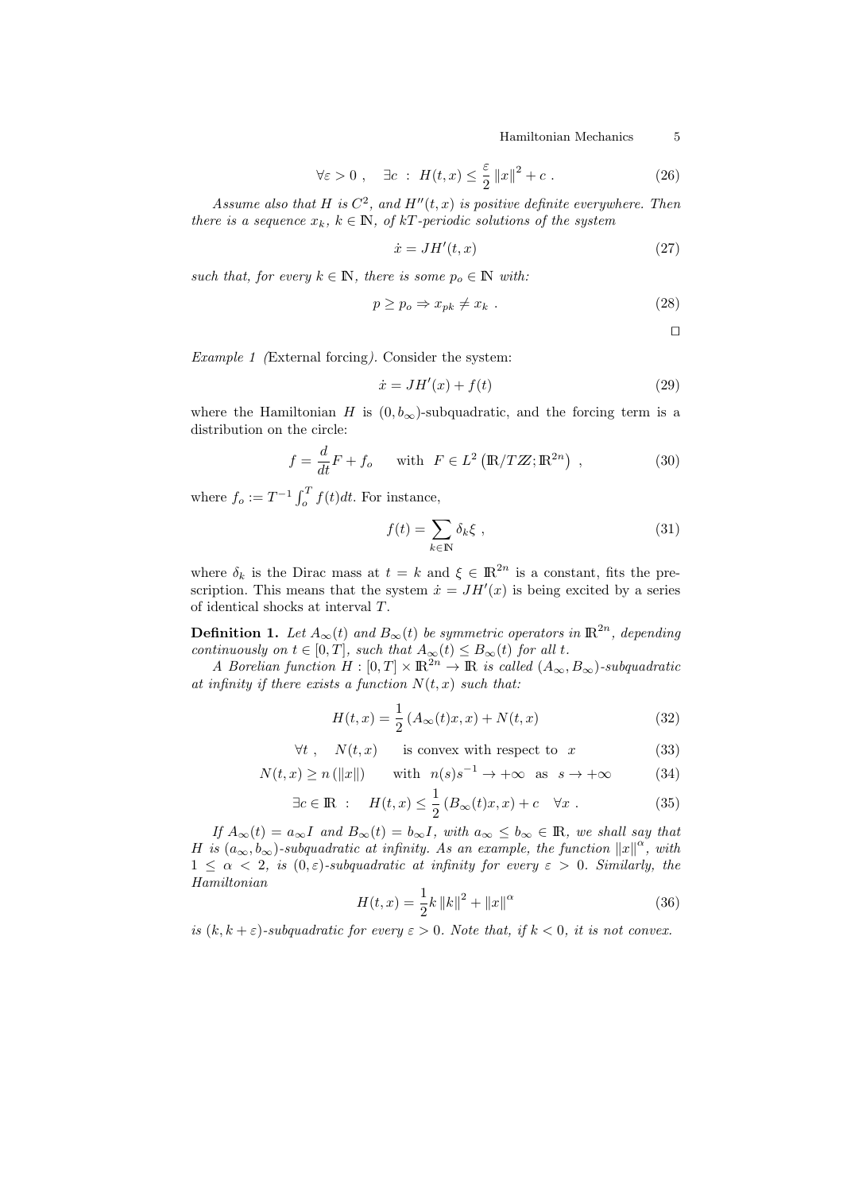$$\forall \varepsilon > 0 \ , \quad \exists c \ : \ H(t,x) \leq \frac{\varepsilon}{2} \left\| x \right\|^2 + c \ . \tag{26}$$

*Assume also that $H$ is $C^2$, and $H''(t,x)$ is positive definite everywhere. Then there is a sequence $x_k$, $k \in \mathbb{N}$, of $kT$-periodic solutions of the system*

$$\dot{x} = JH'(t,x) \tag{27}$$

*such that, for every $k \in \mathbb{N}$, there is some $p_o \in \mathbb{N}$ with:*

$$p \geq p_o \Rightarrow x_{pk} \neq x_k \ . \tag{28}$$

□

*Example 1 (*External forcing*).* Consider the system:

$$\dot{x} = JH'(x) + f(t) \tag{29}$$

where the Hamiltonian $H$ is $(0, b_\infty)$-subquadratic, and the forcing term is a distribution on the circle:

$$f = \frac{d}{dt} F + f_o \qquad \text{with} \ \ F \in L^2 \left( \mathbb{R}/T\mathbb{Z}; \mathbb{R}^{2n} \right) \ , \tag{30}$$

where $f_o := T^{-1} \int_o^T f(t) dt$. For instance,

$$f(t) = \sum_{k \in \mathbb{N}} \delta_k \xi \ , \tag{31}$$

where $\delta_k$ is the Dirac mass at $t = k$ and $\xi \in \mathbb{R}^{2n}$ is a constant, fits the prescription. This means that the system $\dot{x} = JH'(x)$ is being excited by a series of identical shocks at interval $T$.

**Definition 1.** *Let $A_\infty(t)$ and $B_\infty(t)$ be symmetric operators in $\mathbb{R}^{2n}$, depending continuously on $t \in [0,T]$, such that $A_\infty(t) \leq B_\infty(t)$ for all $t$.*

*A Borelian function $H : [0,T] \times \mathbb{R}^{2n} \to \mathbb{R}$ is called $(A_\infty, B_\infty)$-subquadratic at infinity if there exists a function $N(t,x)$ such that:*

$$H(t,x) = \frac{1}{2} \left( A_\infty(t) x, x \right) + N(t,x) \tag{32}$$

$$\forall t \ , \quad N(t,x) \quad \text{is convex with respect to} \ \ x \tag{33}$$

$$N(t,x) \geq n \left( \left\| x \right\| \right) \qquad \text{with} \ \ n(s) s^{-1} \to +\infty \ \ \text{as} \ \ s \to +\infty \tag{34}$$

$$\exists c \in \mathbb{R} \ : \quad H(t,x) \leq \frac{1}{2} \left( B_\infty(t) x, x \right) + c \quad \forall x \ . \tag{35}$$

*If $A_\infty(t) = a_\infty I$ and $B_\infty(t) = b_\infty I$, with $a_\infty \leq b_\infty \in \mathbb{R}$, we shall say that $H$ is $(a_\infty, b_\infty)$-subquadratic at infinity. As an example, the function $\left\| x \right\|^\alpha$, with $1 \leq \alpha < 2$, is $(0, \varepsilon)$-subquadratic at infinity for every $\varepsilon > 0$. Similarly, the Hamiltonian*

$$H(t,x) = \frac{1}{2} k \left\| k \right\|^2 + \left\| x \right\|^\alpha \tag{36}$$

*is $(k, k+\varepsilon)$-subquadratic for every $\varepsilon > 0$. Note that, if $k < 0$, it is not convex.*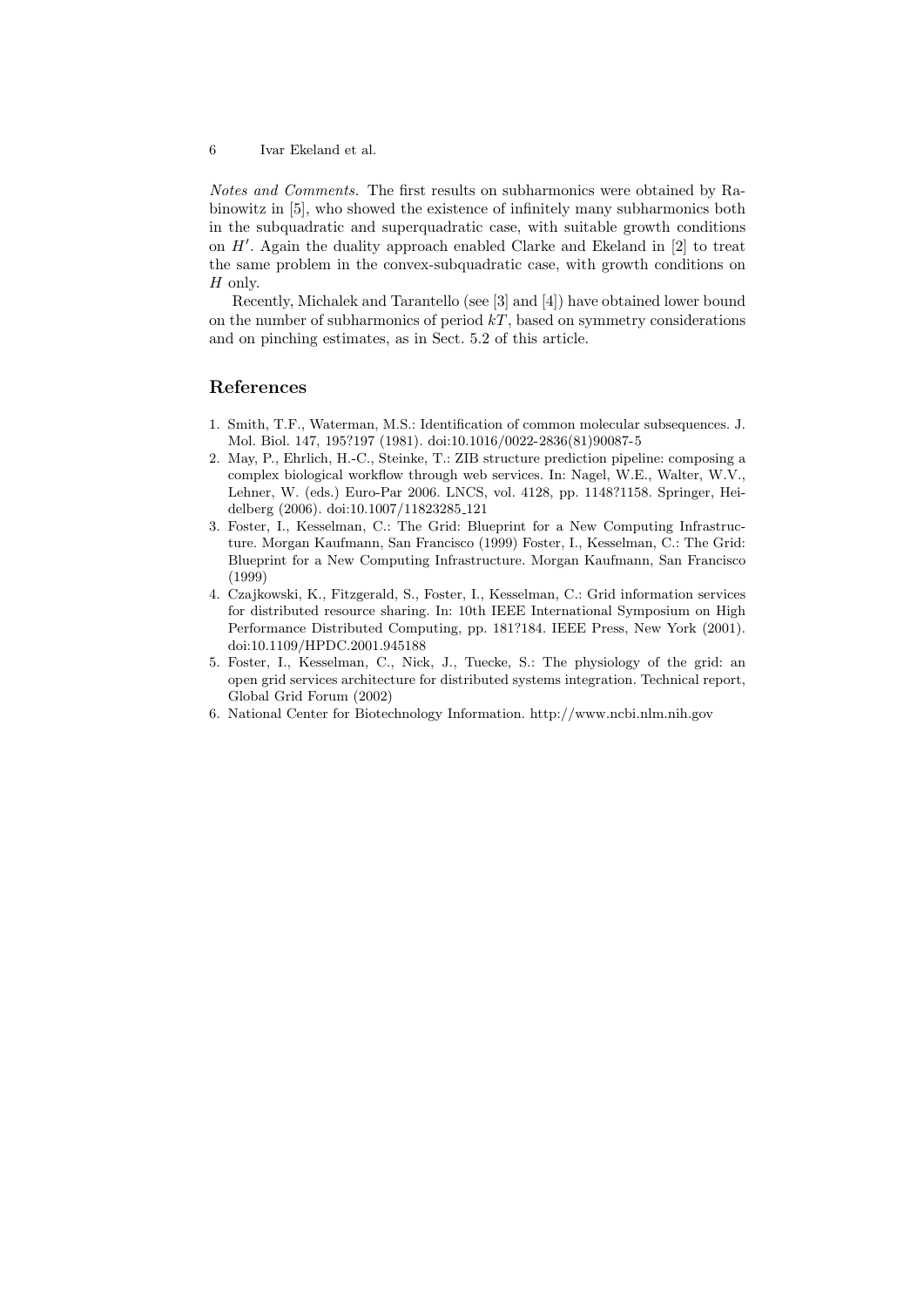*Notes and Comments.* The first results on subharmonics were obtained by Rabinowitz in [5], who showed the existence of infinitely many subharmonics both in the subquadratic and superquadratic case, with suitable growth conditions on $H'$. Again the duality approach enabled Clarke and Ekeland in [2] to treat the same problem in the convex-subquadratic case, with growth conditions on $H$ only.

Recently, Michalek and Tarantello (see [3] and [4]) have obtained lower bound on the number of subharmonics of period $kT$, based on symmetry considerations and on pinching estimates, as in Sect. 5.2 of this article.

## References

1. Smith, T.F., Waterman, M.S.: Identification of common molecular subsequences. J. Mol. Biol. 147, 195?197 (1981). doi:10.1016/0022-2836(81)90087-5
2. May, P., Ehrlich, H.-C., Steinke, T.: ZIB structure prediction pipeline: composing a complex biological workflow through web services. In: Nagel, W.E., Walter, W.V., Lehner, W. (eds.) Euro-Par 2006. LNCS, vol. 4128, pp. 1148?1158. Springer, Heidelberg (2006). doi:10.1007/11823285_121
3. Foster, I., Kesselman, C.: The Grid: Blueprint for a New Computing Infrastructure. Morgan Kaufmann, San Francisco (1999) Foster, I., Kesselman, C.: The Grid: Blueprint for a New Computing Infrastructure. Morgan Kaufmann, San Francisco (1999)
4. Czajkowski, K., Fitzgerald, S., Foster, I., Kesselman, C.: Grid information services for distributed resource sharing. In: 10th IEEE International Symposium on High Performance Distributed Computing, pp. 181?184. IEEE Press, New York (2001). doi:10.1109/HPDC.2001.945188
5. Foster, I., Kesselman, C., Nick, J., Tuecke, S.: The physiology of the grid: an open grid services architecture for distributed systems integration. Technical report, Global Grid Forum (2002)
6. National Center for Biotechnology Information. http://www.ncbi.nlm.nih.gov